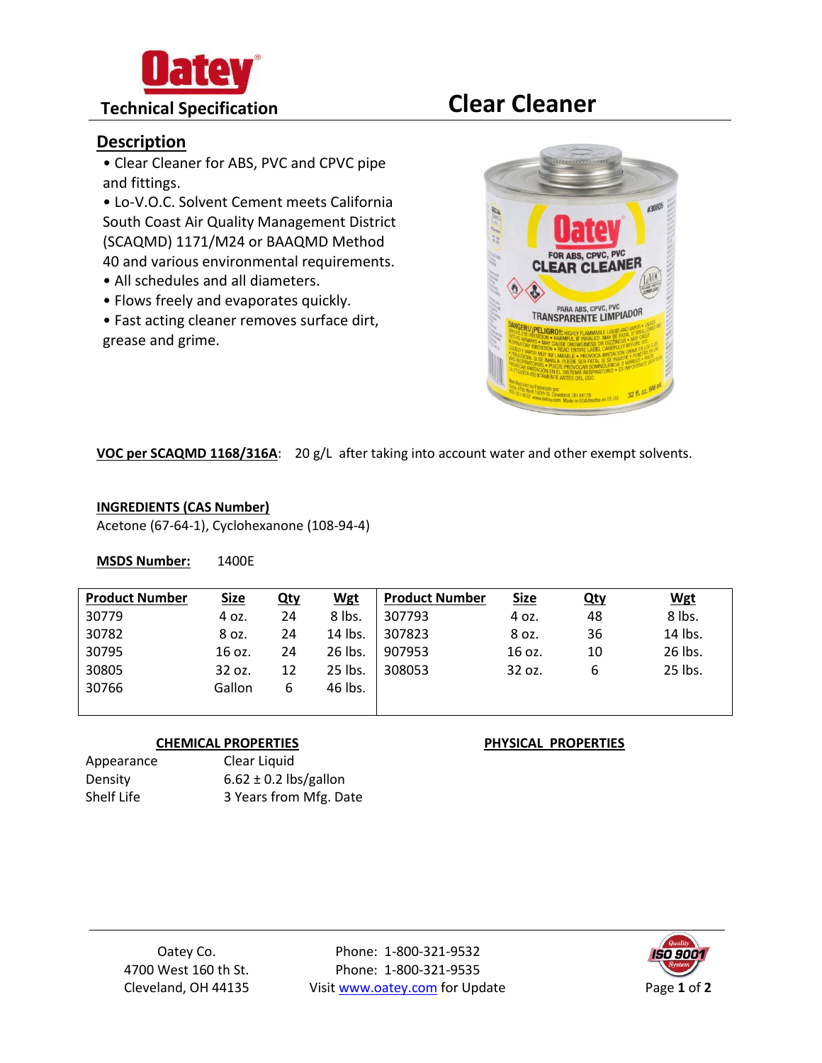# Oatey

## Technical Specification

# Clear Cleaner

## Description

- Clear Cleaner for ABS, PVC and CPVC pipe and fittings.
- Lo-V.O.C. Solvent Cement meets California South Coast Air Quality Management District (SCAQMD) 1171/M24 or BAAQMD Method 40 and various environmental requirements.
- All schedules and all diameters.
- Flows freely and evaporates quickly.
- Fast acting cleaner removes surface dirt, grease and grime.

**VOC per SCAQMD 1168/316A**: 20 g/L after taking into account water and other exempt solvents.

**INGREDIENTS (CAS Number)**

Acetone (67-64-1), Cyclohexanone (108-94-4)

**MSDS Number:** 1400E

| Product Number | Size | Qty | Wgt | Product Number | Size | Qty | Wgt |
|---|---|---|---|---|---|---|---|
| 30779 | 4 oz. | 24 | 8 lbs. | 307793 | 4 oz. | 48 | 8 lbs. |
| 30782 | 8 oz. | 24 | 14 lbs. | 307823 | 8 oz. | 36 | 14 lbs. |
| 30795 | 16 oz. | 24 | 26 lbs. | 907953 | 16 oz. | 10 | 26 lbs. |
| 30805 | 32 oz. | 12 | 25 lbs. | 308053 | 32 oz. | 6 | 25 lbs. |
| 30766 | Gallon | 6 | 46 lbs. | | | | |

**CHEMICAL PROPERTIES**

| | |
|---|---|
| Appearance | Clear Liquid |
| Density | 6.62 ± 0.2 lbs/gallon |
| Shelf Life | 3 Years from Mfg. Date |

**PHYSICAL PROPERTIES**

Oatey Co.
4700 West 160 th St.
Cleveland, OH 44135

Phone: 1-800-321-9532
Phone: 1-800-321-9535
Visit www.oatey.com for Update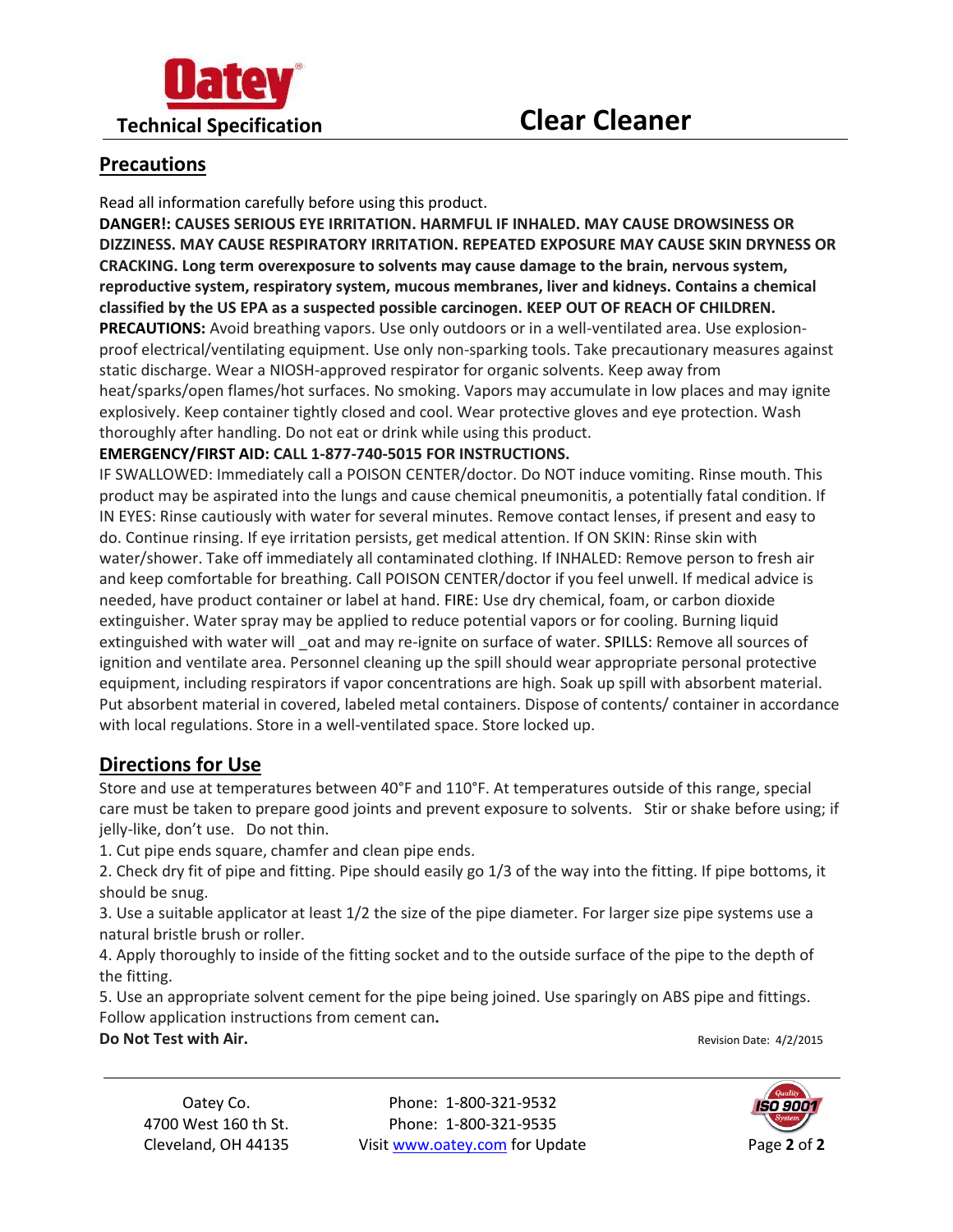**Technical Specification** — **Clear Cleaner**

## Precautions

Read all information carefully before using this product.

**DANGER!: CAUSES SERIOUS EYE IRRITATION. HARMFUL IF INHALED. MAY CAUSE DROWSINESS OR DIZZINESS. MAY CAUSE RESPIRATORY IRRITATION. REPEATED EXPOSURE MAY CAUSE SKIN DRYNESS OR CRACKING. Long term overexposure to solvents may cause damage to the brain, nervous system, reproductive system, respiratory system, mucous membranes, liver and kidneys. Contains a chemical classified by the US EPA as a suspected possible carcinogen. KEEP OUT OF REACH OF CHILDREN.**

**PRECAUTIONS:** Avoid breathing vapors. Use only outdoors or in a well-ventilated area. Use explosion-proof electrical/ventilating equipment. Use only non-sparking tools. Take precautionary measures against static discharge. Wear a NIOSH-approved respirator for organic solvents. Keep away from heat/sparks/open flames/hot surfaces. No smoking. Vapors may accumulate in low places and may ignite explosively. Keep container tightly closed and cool. Wear protective gloves and eye protection. Wash thoroughly after handling. Do not eat or drink while using this product.

**EMERGENCY/FIRST AID: CALL 1-877-740-5015 FOR INSTRUCTIONS.**

IF SWALLOWED: Immediately call a POISON CENTER/doctor. Do NOT induce vomiting. Rinse mouth. This product may be aspirated into the lungs and cause chemical pneumonitis, a potentially fatal condition. If IN EYES: Rinse cautiously with water for several minutes. Remove contact lenses, if present and easy to do. Continue rinsing. If eye irritation persists, get medical attention. If ON SKIN: Rinse skin with water/shower. Take off immediately all contaminated clothing. If INHALED: Remove person to fresh air and keep comfortable for breathing. Call POISON CENTER/doctor if you feel unwell. If medical advice is needed, have product container or label at hand. FIRE: Use dry chemical, foam, or carbon dioxide extinguisher. Water spray may be applied to reduce potential vapors or for cooling. Burning liquid extinguished with water will _oat and may re-ignite on surface of water. SPILLS: Remove all sources of ignition and ventilate area. Personnel cleaning up the spill should wear appropriate personal protective equipment, including respirators if vapor concentrations are high. Soak up spill with absorbent material. Put absorbent material in covered, labeled metal containers. Dispose of contents/ container in accordance with local regulations. Store in a well-ventilated space. Store locked up.

## Directions for Use

Store and use at temperatures between 40°F and 110°F. At temperatures outside of this range, special care must be taken to prepare good joints and prevent exposure to solvents. Stir or shake before using; if jelly-like, don't use. Do not thin.

1. Cut pipe ends square, chamfer and clean pipe ends.
2. Check dry fit of pipe and fitting. Pipe should easily go 1/3 of the way into the fitting. If pipe bottoms, it should be snug.
3. Use a suitable applicator at least 1/2 the size of the pipe diameter. For larger size pipe systems use a natural bristle brush or roller.
4. Apply thoroughly to inside of the fitting socket and to the outside surface of the pipe to the depth of the fitting.
5. Use an appropriate solvent cement for the pipe being joined. Use sparingly on ABS pipe and fittings. Follow application instructions from cement can**.**

**Do Not Test with Air.**

Revision Date: 4/2/2015

Oatey Co.
4700 West 160 th St.
Cleveland, OH 44135

Phone: 1-800-321-9532
Phone: 1-800-321-9535
Visit www.oatey.com for Update